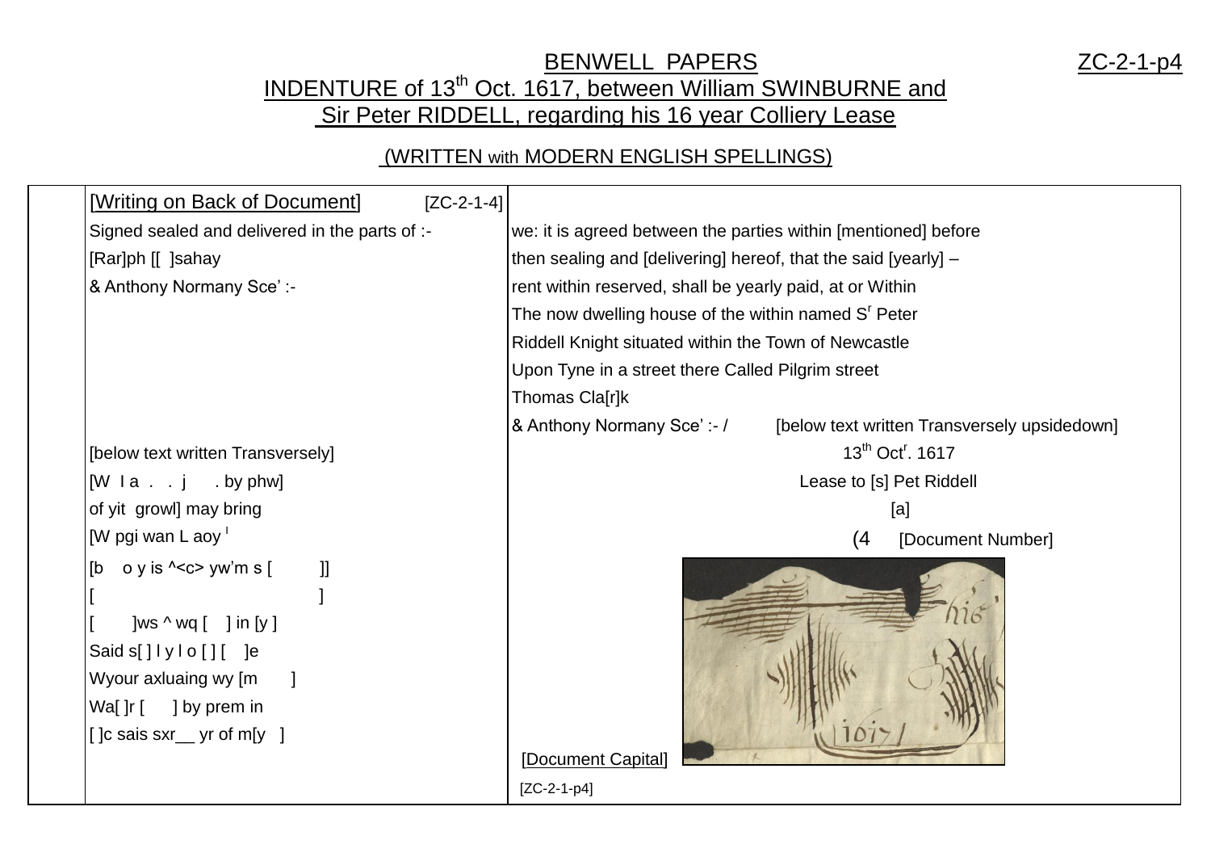# BENWELL PAPERS

ZC-2-1-p4

## INDENTURE of 13th Oct. 1617, between William SWINBURNE and Sir Peter RIDDELL, regarding his 16 year Colliery Lease

### (WRITTEN with MODERN ENGLISH SPELLINGS)

| | | |
|---|---|---|
| | [Writing on Back of Document] [ZC-2-1-4] | |
| | Signed sealed and delivered in the parts of :- | we: it is agreed between the parties within [mentioned] before |
| | [Rar]ph [[ ]sahay | then sealing and [delivering] hereof, that the said [yearly] – |
| | & Anthony Normany Sce' :- | rent within reserved, shall be yearly paid, at or Within |
| | | The now dwelling house of the within named S[r] Peter |
| | | Riddell Knight situated within the Town of Newcastle |
| | | Upon Tyne in a street there Called Pilgrim street |
| | | Thomas Cla[r]k |
| | | & Anthony Normany Sce' :- / [below text written Transversely upsidedown] |
| | [below text written Transversely] | 13th Oct[r]. 1617 |
| | [W I a . . j . by phw] | Lease to [s] Pet Riddell |
| | of yit growl] may bring | [a] |
| | [W pgi wan L aoy [l] | (4 [Document Number] |
| | [b o y is ^<c> yw'm s [ ]] | |
| | [ ] | |
| | [ ]ws ^ wq [ ] in [y ] | |
| | Said s[ ] l y l o [ ] [ ]e | |
| | Wyour axluaing wy [m ] | |
| | Wa[ ]r [ ] by prem in | |
| | [ ]c sais sxr__ yr of m[y ] | [Document Capital] |
| | | [ZC-2-1-p4] |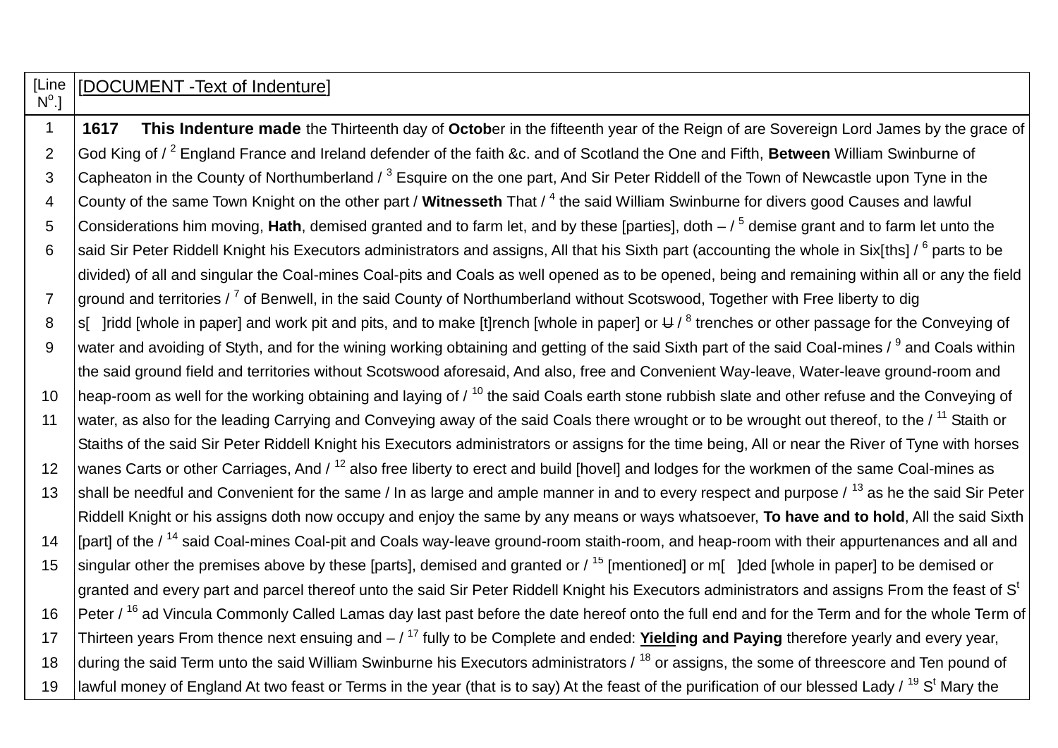| [Line Nº.] | [DOCUMENT -Text of Indenture] |
|---|---|
| 1 | **1617 This Indenture made** the Thirteenth day of **Octob**er in the fifteenth year of the Reign of are Sovereign Lord James by the grace of |
| 2 | God King of / [2] England France and Ireland defender of the faith &c. and of Scotland the One and Fifth, **Between** William Swinburne of |
| 3 | Capheaton in the County of Northumberland / [3] Esquire on the one part, And Sir Peter Riddell of the Town of Newcastle upon Tyne in the |
| 4 | County of the same Town Knight on the other part / **Witnesseth** That / [4] the said William Swinburne for divers good Causes and lawful |
| 5 | Considerations him moving, **Hath**, demised granted and to farm let, and by these [parties], doth – / [5] demise grant and to farm let unto the |
| 6 | said Sir Peter Riddell Knight his Executors administrators and assigns, All that his Sixth part (accounting the whole in Six[ths] / [6] parts to be divided) of all and singular the Coal-mines Coal-pits and Coals as well opened as to be opened, being and remaining within all or any the field |
| 7 | ground and territories / [7] of Benwell, in the said County of Northumberland without Scotswood, Together with Free liberty to dig |
| 8 | s[ ]ridd [whole in paper] and work pit and pits, and to make [t]rench [whole in paper] or ~~U~~ / [8] trenches or other passage for the Conveying of |
| 9 | water and avoiding of Styth, and for the wining working obtaining and getting of the said Sixth part of the said Coal-mines / [9] and Coals within the said ground field and territories without Scotswood aforesaid, And also, free and Convenient Way-leave, Water-leave ground-room and |
| 10 | heap-room as well for the working obtaining and laying of / [10] the said Coals earth stone rubbish slate and other refuse and the Conveying of |
| 11 | water, as also for the leading Carrying and Conveying away of the said Coals there wrought or to be wrought out thereof, to the / [11] Staith or Staiths of the said Sir Peter Riddell Knight his Executors administrators or assigns for the time being, All or near the River of Tyne with horses |
| 12 | wanes Carts or other Carriages, And / [12] also free liberty to erect and build [hovel] and lodges for the workmen of the same Coal-mines as |
| 13 | shall be needful and Convenient for the same / In as large and ample manner in and to every respect and purpose / [13] as he the said Sir Peter Riddell Knight or his assigns doth now occupy and enjoy the same by any means or ways whatsoever, **To have and to hold**, All the said Sixth |
| 14 | [part] of the / [14] said Coal-mines Coal-pit and Coals way-leave ground-room staith-room, and heap-room with their appurtenances and all and |
| 15 | singular other the premises above by these [parts], demised and granted or / [15] [mentioned] or m[ ]ded [whole in paper] to be demised or granted and every part and parcel thereof unto the said Sir Peter Riddell Knight his Executors administrators and assigns From the feast of S[t] |
| 16 | Peter / [16] ad Vincula Commonly Called Lamas day last past before the date hereof onto the full end and for the Term and for the whole Term of |
| 17 | Thirteen years From thence next ensuing and – / [17] fully to be Complete and ended: **Yielding and Paying** therefore yearly and every year, |
| 18 | during the said Term unto the said William Swinburne his Executors administrators / [18] or assigns, the some of threescore and Ten pound of |
| 19 | lawful money of England At two feast or Terms in the year (that is to say) At the feast of the purification of our blessed Lady / [19] S[t] Mary the |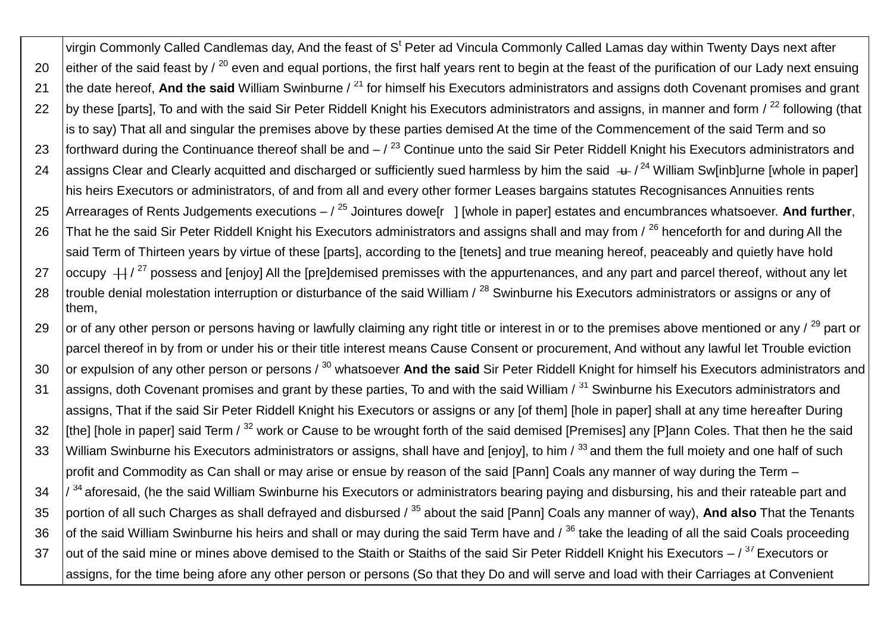| | |
|---|---|
| | virgin Commonly Called Candlemas day, And the feast of S[t] Peter ad Vincula Commonly Called Lamas day within Twenty Days next after |
| 20 | either of the said feast by / [20] even and equal portions, the first half years rent to begin at the feast of the purification of our Lady next ensuing |
| 21 | the date hereof, **And the said** William Swinburne / [21] for himself his Executors administrators and assigns doth Covenant promises and grant |
| 22 | by these [parts], To and with the said Sir Peter Riddell Knight his Executors administrators and assigns, in manner and form / [22] following (that |
| | is to say) That all and singular the premises above by these parties demised At the time of the Commencement of the said Term and so |
| 23 | forthward during the Continuance thereof shall be and – / [23] Continue unto the said Sir Peter Riddell Knight his Executors administrators and |
| 24 | assigns Clear and Clearly acquitted and discharged or sufficiently sued harmless by him the said ~~u~~ / [24] William Sw[inb]urne [whole in paper] |
| | his heirs Executors or administrators, of and from all and every other former Leases bargains statutes Recognisances Annuities rents |
| 25 | Arrearages of Rents Judgements executions – / [25] Jointures dowe[r ] [whole in paper] estates and encumbrances whatsoever. **And further**, |
| 26 | That he the said Sir Peter Riddell Knight his Executors administrators and assigns shall and may from / [26] henceforth for and during All the |
| | said Term of Thirteen years by virtue of these [parts], according to the [tenets] and true meaning hereof, peaceably and quietly have hold |
| 27 | occupy ~~||~~ / [27] possess and [enjoy] All the [pre]demised premisses with the appurtenances, and any part and parcel thereof, without any let |
| 28 | trouble denial molestation interruption or disturbance of the said William / [28] Swinburne his Executors administrators or assigns or any of them, |
| 29 | or of any other person or persons having or lawfully claiming any right title or interest in or to the premises above mentioned or any / [29] part or |
| | parcel thereof in by from or under his or their title interest means Cause Consent or procurement, And without any lawful let Trouble eviction |
| 30 | or expulsion of any other person or persons / [30] whatsoever **And the said** Sir Peter Riddell Knight for himself his Executors administrators and |
| 31 | assigns, doth Covenant promises and grant by these parties, To and with the said William / [31] Swinburne his Executors administrators and |
| | assigns, That if the said Sir Peter Riddell Knight his Executors or assigns or any [of them] [hole in paper] shall at any time hereafter During |
| 32 | [the] [hole in paper] said Term / [32] work or Cause to be wrought forth of the said demised [Premises] any [P]ann Coles. That then he the said |
| 33 | William Swinburne his Executors administrators or assigns, shall have and [enjoy], to him / [33] and them the full moiety and one half of such |
| | profit and Commodity as Can shall or may arise or ensue by reason of the said [Pann] Coals any manner of way during the Term – |
| 34 | / [34] aforesaid, (he the said William Swinburne his Executors or administrators bearing paying and disbursing, his and their rateable part and |
| 35 | portion of all such Charges as shall defrayed and disbursed / [35] about the said [Pann] Coals any manner of way), **And also** That the Tenants |
| 36 | of the said William Swinburne his heirs and shall or may during the said Term have and / [36] take the leading of all the said Coals proceeding |
| 37 | out of the said mine or mines above demised to the Staith or Staiths of the said Sir Peter Riddell Knight his Executors – / [37] Executors or |
| | assigns, for the time being afore any other person or persons (So that they Do and will serve and load with their Carriages at Convenient |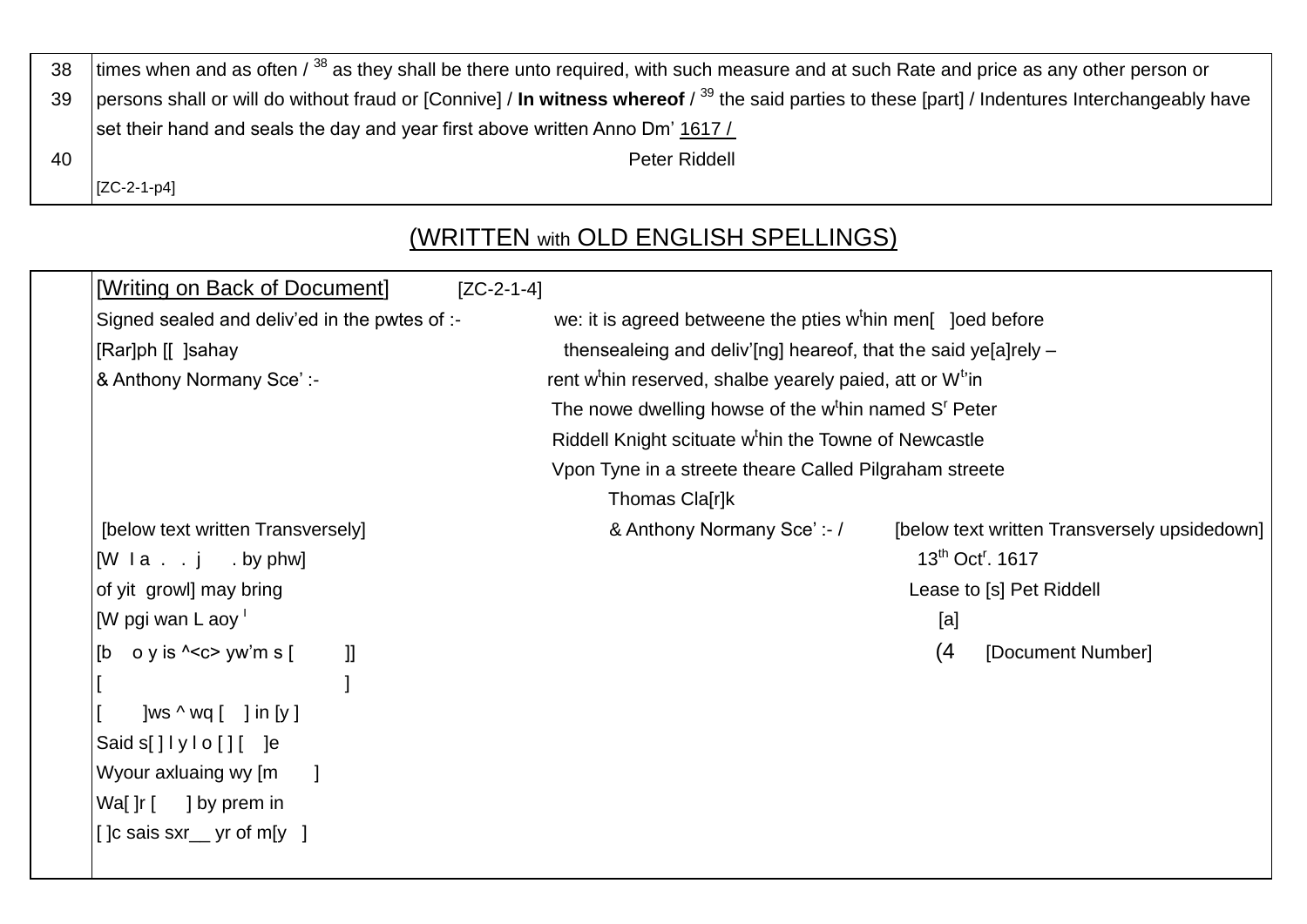| | |
|---|---|
| 38 | times when and as often / 38 as they shall be there unto required, with such measure and at such Rate and price as any other person or |
| 39 | persons shall or will do without fraud or [Connive] / **In witness whereof** / 39 the said parties to these [part] / Indentures Interchangeably have set their hand and seals the day and year first above written Anno Dm' 1617 / |
| 40 | Peter Riddell |
| | [ZC-2-1-p4] |

## (WRITTEN with OLD ENGLISH SPELLINGS)

[Writing on Back of Document] [ZC-2-1-4]

Signed sealed and deliv'ed in the pwtes of :-
[Rar]ph [[ ]sahay
& Anthony Normany Sce' :-

we: it is agreed betweene the pties w[t]hin men[ ]oed before
thensealeing and deliv'[ng] heareof, that the said ye[a]rely –
rent w[t]hin reserved, shalbe yearely paied, att or W[t,]in
The nowe dwelling howse of the w[t]hin named S[r] Peter
Riddell Knight scituate w[t]hin the Towne of Newcastle
Vpon Tyne in a streete theare Called Pilgraham streete
Thomas Cla[r]k
& Anthony Normany Sce' :- /

[below text written Transversely]

[W I a . . j . by phw]
of yit growl] may bring
[W pgi wan L aoy [l]
[b o y is ^<c> yw'm s [ ]]
[ ]
[ ]ws ^ wq [ ] in [y ]
Said s[ ] l y l o [ ] [ ]e
Wyour axluaing wy [m ]
Wa[ ]r [ ] by prem in
[ ]c sais sxr__ yr of m[y ]

[below text written Transversely upsidedown]

13[th] Oct[r]. 1617
Lease to [s] Pet Riddell
[a]
(4 [Document Number]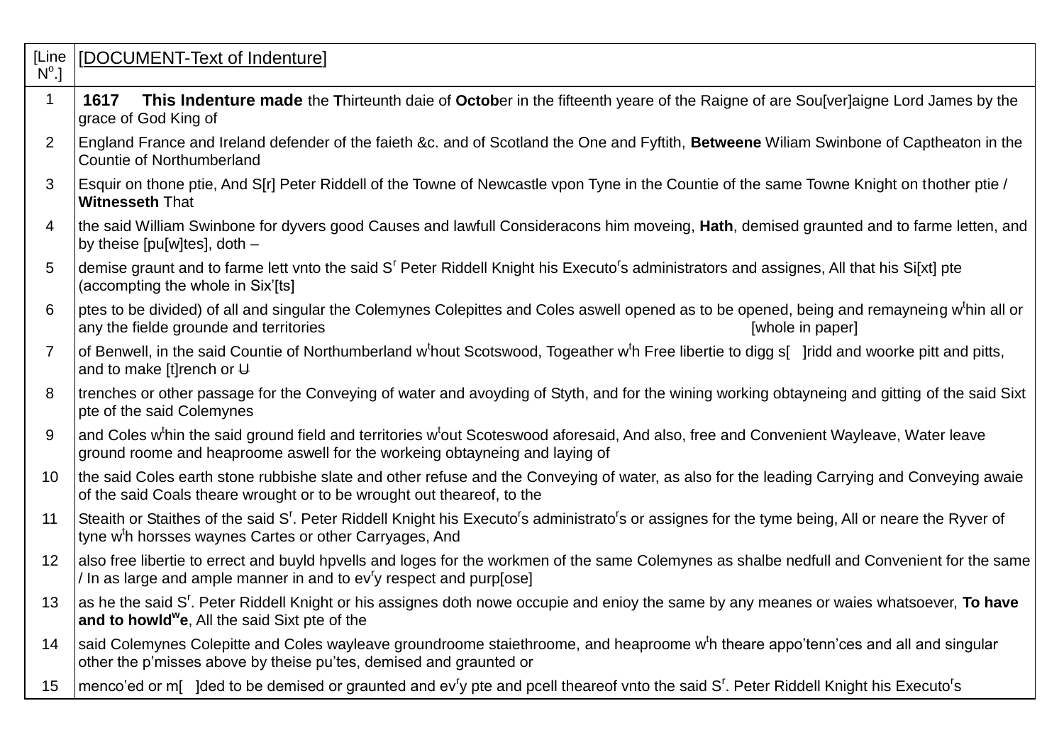| [Line Nº.] | [DOCUMENT-Text of Indenture] |
|---|---|
| 1 | **1617 This Indenture made** the **T**hirteunth daie of **Octob**er in the fifteenth yeare of the Raigne of are Sou[ver]aigne Lord James by the grace of God King of |
| 2 | England France and Ireland defender of the faieth &c. and of Scotland the One and Fyftith, **Betweene** Wiliam Swinbone of Captheaton in the Countie of Northumberland |
| 3 | Esquir on thone ptie, And S[r] Peter Riddell of the Towne of Newcastle vpon Tyne in the Countie of the same Towne Knight on thother ptie / **Witnesseth** That |
| 4 | the said William Swinbone for dyvers good Causes and lawfull Consideracons him moveing, **Hath**, demised graunted and to farme letten, and by theise [pu[w]tes], doth – |
| 5 | demise graunt and to farme lett vnto the said S^r Peter Riddell Knight his Executo^rs administrators and assignes, All that his Si[xt] pte (accompting the whole in Six'[ts] |
| 6 | ptes to be divided) of all and singular the Colemynes Colepittes and Coles aswell opened as to be opened, being and remayneing w^thin all or any the fielde grounde and territories [whole in paper] |
| 7 | of Benwell, in the said Countie of Northumberland w^thout Scotswood, Togeather w^th Free libertie to digg s[ ]ridd and woorke pitt and pitts, and to make [t]rench or ~~U~~ |
| 8 | trenches or other passage for the Conveying of water and avoyding of Styth, and for the wining working obtayneing and gitting of the said Sixt pte of the said Colemynes |
| 9 | and Coles w^thin the said ground field and territories w^tout Scoteswood aforesaid, And also, free and Convenient Wayleave, Water leave ground roome and heaproome aswell for the workeing obtayneing and laying of |
| 10 | the said Coles earth stone rubbishe slate and other refuse and the Conveying of water, as also for the leading Carrying and Conveying awaie of the said Coals theare wrought or to be wrought out theareof, to the |
| 11 | Steaith or Staithes of the said S^r. Peter Riddell Knight his Executo^rs administrato^rs or assignes for the tyme being, All or neare the Ryver of tyne w^th horsses waynes Cartes or other Carryages, And |
| 12 | also free libertie to errect and buyld hpvells and loges for the workmen of the same Colemynes as shalbe nedfull and Convenient for the same / In as large and ample manner in and to ev^ry respect and purp[ose] |
| 13 | as he the said S^r. Peter Riddell Knight or his assignes doth nowe occupie and enioy the same by any meanes or waies whatsoever, **To have and to howld^we**, All the said Sixt pte of the |
| 14 | said Colemynes Colepitte and Coles wayleave groundroome staiethroome, and heaproome w^th theare appo'tenn'ces and all and singular other the p'misses above by theise pu'tes, demised and graunted or |
| 15 | menco'ed or m[ ]ded to be demised or graunted and ev^ry pte and pcell theareof vnto the said S^r. Peter Riddell Knight his Executo^rs |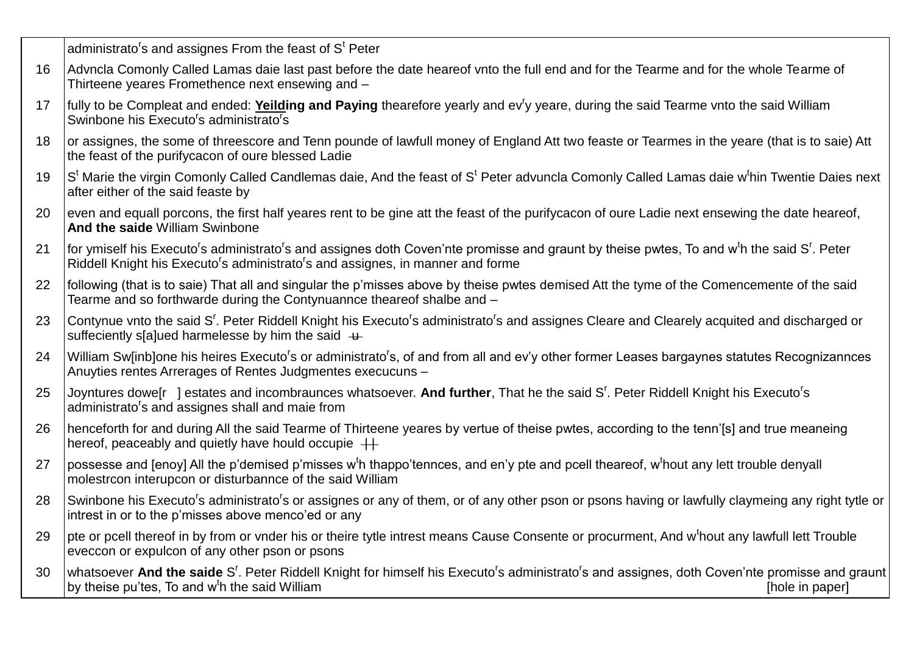| | |
|---|---|
| | administrato^r s and assignes From the feast of S^t Peter |
| 16 | Advncla Comonly Called Lamas daie last past before the date heareof vnto the full end and for the Tearme and for the whole Tearme of Thirteene yeares Fromethence next ensewing and – |
| 17 | fully to be Compleat and ended: **Yeilding and Paying** thearefore yearly and ev^r y yeare, during the said Tearme vnto the said William Swinbone his Executo^r s administrato^r s |
| 18 | or assignes, the some of threescore and Tenn pounde of lawfull money of England Att two feaste or Tearmes in the yeare (that is to saie) Att the feast of the purifycacon of oure blessed Ladie |
| 19 | S^t Marie the virgin Comonly Called Candlemas daie, And the feast of S^t Peter advuncla Comonly Called Lamas daie w^t hin Twentie Daies next after either of the said feaste by |
| 20 | even and equall porcons, the first half yeares rent to be gine att the feast of the purifycacon of oure Ladie next ensewing the date heareof, **And the saide** William Swinbone |
| 21 | for ymiself his Executo^r s administrato^r s and assignes doth Coven'nte promisse and graunt by theise pwtes, To and w^t h the said S^r . Peter Riddell Knight his Executo^r s administrato^r s and assignes, in manner and forme |
| 22 | following (that is to saie) That all and singular the p'misses above by theise pwtes demised Att the tyme of the Comencemente of the said Tearme and so forthwarde during the Contynuannce theareof shalbe and – |
| 23 | Contynue vnto the said S^r . Peter Riddell Knight his Executo^r s administrato^r s and assignes Cleare and Clearely acquited and discharged or suffeciently s[a]ued harmelesse by him the said ~~u~~ |
| 24 | William Sw[inb]one his heires Executo^r s or administrato^r s, of and from all and ev'y other former Leases bargaynes statutes Recognizannces Anuyties rentes Arrerages of Rentes Judgmentes execucuns – |
| 25 | Joyntures dowe[r ] estates and incombraunces whatsoever. **And further**, That he the said S^r . Peter Riddell Knight his Executo^r s administrato^r s and assignes shall and maie from |
| 26 | henceforth for and during All the said Tearme of Thirteene yeares by vertue of theise pwtes, according to the tenn'[s] and true meaneing hereof, peaceably and quietly have hould occupie ++ |
| 27 | possesse and [enoy] All the p'demised p'misses w^t h thappo'tennces, and en'y pte and pcell theareof, w^t hout any lett trouble denyall molestrcon interupcon or disturbannce of the said William |
| 28 | Swinbone his Executo^r s administrato^r s or assignes or any of them, or of any other pson or psons having or lawfully claymeing any right tytle or intrest in or to the p'misses above menco'ed or any |
| 29 | pte or pcell thereof in by from or vnder his or theire tytle intrest means Cause Consente or procurment, And w^t hout any lawfull lett Trouble eveccon or expulcon of any other pson or psons |
| 30 | whatsoever **And the saide** S^r . Peter Riddell Knight for himself his Executo^r s administrato^r s and assignes, doth Coven'nte promisse and graunt by theise pu'tes, To and w^t h the said William [hole in paper] |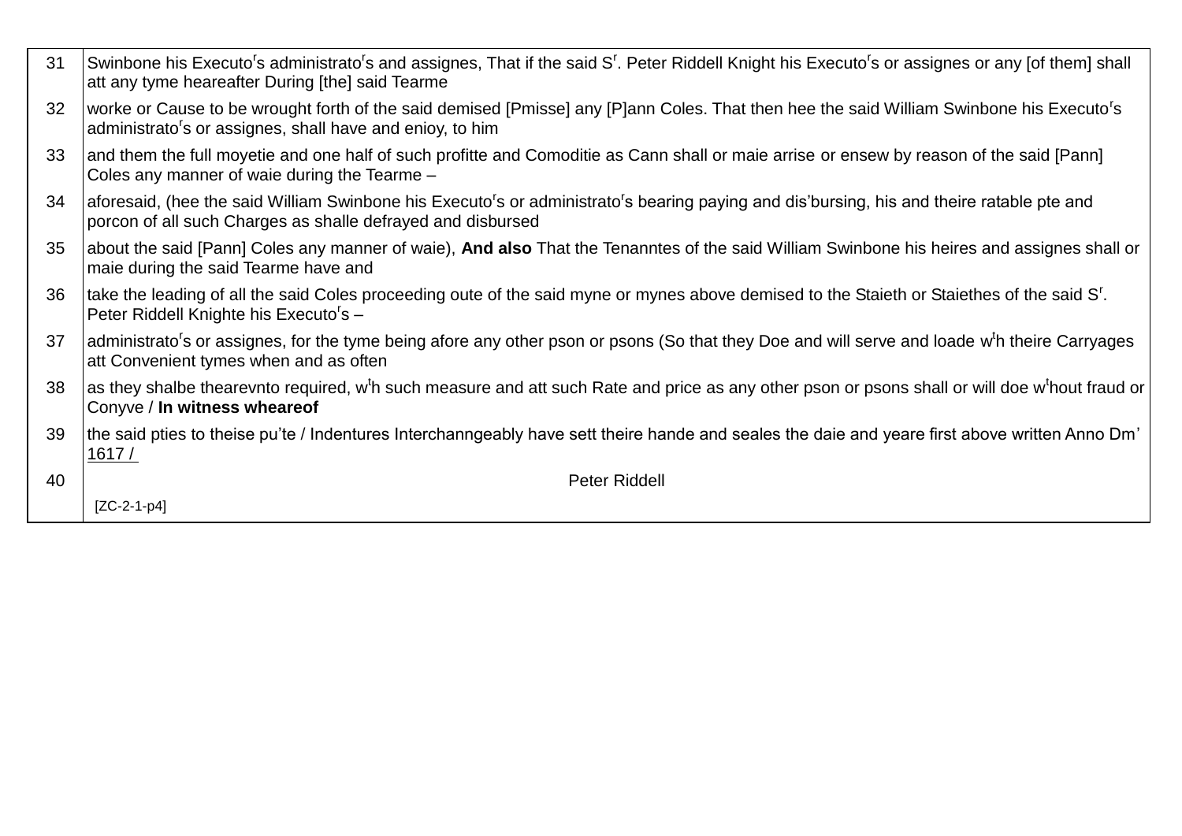| | |
|---|---|
| 31 | Swinbone his Executo[r]s administrato[r]s and assignes, That if the said S[r]. Peter Riddell Knight his Executo[r]s or assignes or any [of them] shall att any tyme heareafter During [the] said Tearme |
| 32 | worke or Cause to be wrought forth of the said demised [Pmisse] any [P]ann Coles. That then hee the said William Swinbone his Executo[r]s administrato[r]s or assignes, shall have and enioy, to him |
| 33 | and them the full moyetie and one half of such profitte and Comoditie as Cann shall or maie arrise or ensew by reason of the said [Pann] Coles any manner of waie during the Tearme – |
| 34 | aforesaid, (hee the said William Swinbone his Executo[r]s or administrato[r]s bearing paying and dis'bursing, his and theire ratable pte and porcon of all such Charges as shalle defrayed and disbursed |
| 35 | about the said [Pann] Coles any manner of waie), **And also** That the Tenanntes of the said William Swinbone his heires and assignes shall or maie during the said Tearme have and |
| 36 | take the leading of all the said Coles proceeding oute of the said myne or mynes above demised to the Staieth or Staiethes of the said S[r]. Peter Riddell Knighte his Executo[r]s – |
| 37 | administrato[r]s or assignes, for the tyme being afore any other pson or psons (So that they Doe and will serve and loade w[t]h theire Carryages att Convenient tymes when and as often |
| 38 | as they shalbe thearevnto required, w[t]h such measure and att such Rate and price as any other pson or psons shall or will doe w[t]hout fraud or Conyve / **In witness wheareof** |
| 39 | the said pties to theise pu'te / Indentures Interchanngeably have sett theire hande and seales the daie and yeare first above written Anno Dm' 1617 / |
| 40 | Peter Riddell |
| | [ZC-2-1-p4] |